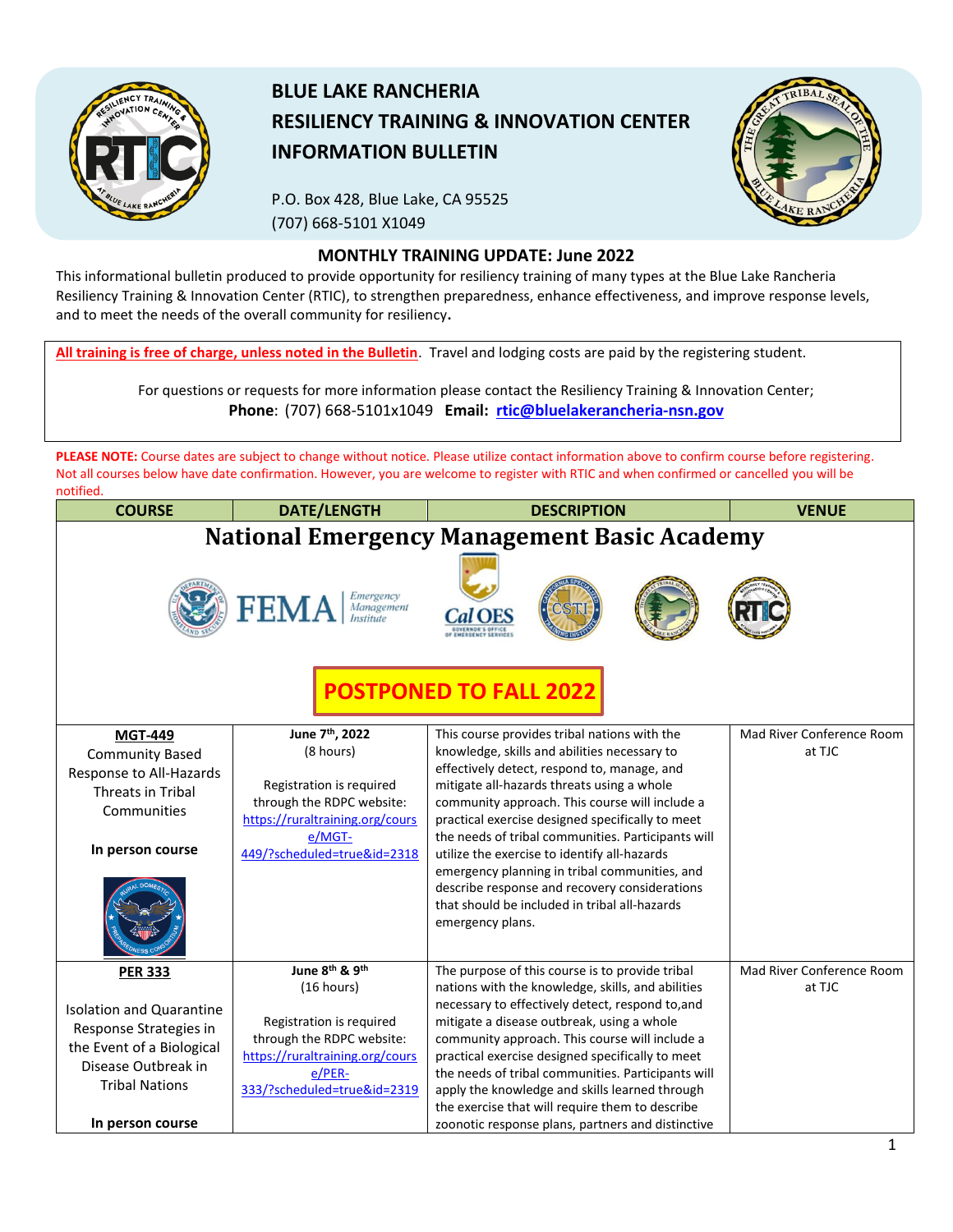# BLUE LAKE RANCHERIA
# RESILIENCY TRAINING & INNOVATION CENTER
# INFORMATION BULLETIN

P.O. Box 428, Blue Lake, CA 95525
(707) 668-5101 X1049

## MONTHLY TRAINING UPDATE: June 2022

This informational bulletin produced to provide opportunity for resiliency training of many types at the Blue Lake Rancheria Resiliency Training & Innovation Center (RTIC), to strengthen preparedness, enhance effectiveness, and improve response levels, and to meet the needs of the overall community for resiliency.

**All training is free of charge, unless noted in the Bulletin**. Travel and lodging costs are paid by the registering student.

For questions or requests for more information please contact the Resiliency Training & Innovation Center;
**Phone**: (707) 668-5101x1049 **Email: rtic@bluelakerancheria-nsn.gov**

**PLEASE NOTE:** Course dates are subject to change without notice. Please utilize contact information above to confirm course before registering. Not all courses below have date confirmation. However, you are welcome to register with RTIC and when confirmed or cancelled you will be notified.

| COURSE | DATE/LENGTH | DESCRIPTION | VENUE |
|---|---|---|---|
| **National Emergency Management Basic Academy** — **POSTPONED TO FALL 2022** | | | |
| **MGT-449** Community Based Response to All-Hazards Threats in Tribal Communities **In person course** | **June 7th, 2022** (8 hours) Registration is required through the RDPC website: https://ruraltraining.org/course/MGT-449/?scheduled=true&id=2318 | This course provides tribal nations with the knowledge, skills and abilities necessary to effectively detect, respond to, manage, and mitigate all-hazards threats using a whole community approach. This course will include a practical exercise designed specifically to meet the needs of tribal communities. Participants will utilize the exercise to identify all-hazards emergency planning in tribal communities, and describe response and recovery considerations that should be included in tribal all-hazards emergency plans. | Mad River Conference Room at TJC |
| **PER 333** Isolation and Quarantine Response Strategies in the Event of a Biological Disease Outbreak in Tribal Nations **In person course** | **June 8th & 9th** (16 hours) Registration is required through the RDPC website: https://ruraltraining.org/course/PER-333/?scheduled=true&id=2319 | The purpose of this course is to provide tribal nations with the knowledge, skills, and abilities necessary to effectively detect, respond to,and mitigate a disease outbreak, using a whole community approach. This course will include a practical exercise designed specifically to meet the needs of tribal communities. Participants will apply the knowledge and skills learned through the exercise that will require them to describe zoonotic response plans, partners and distinctive | Mad River Conference Room at TJC |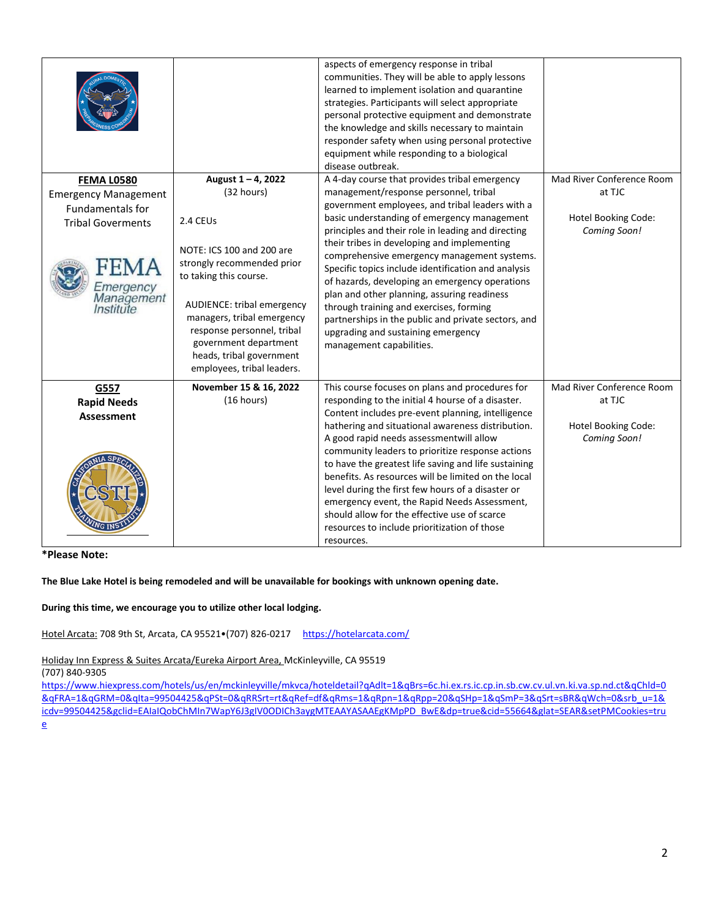| | | | |
|---|---|---|---|
| | | aspects of emergency response in tribal communities. They will be able to apply lessons learned to implement isolation and quarantine strategies. Participants will select appropriate personal protective equipment and demonstrate the knowledge and skills necessary to maintain responder safety when using personal protective equipment while responding to a biological disease outbreak. | |
| **FEMA L0580** Emergency Management Fundamentals for Tribal Goverments | **August 1 – 4, 2022** (32 hours)<br><br>2.4 CEUs<br><br>NOTE: ICS 100 and 200 are strongly recommended prior to taking this course.<br><br>AUDIENCE: tribal emergency managers, tribal emergency response personnel, tribal government department heads, tribal government employees, tribal leaders. | A 4-day course that provides tribal emergency management/response personnel, tribal government employees, and tribal leaders with a basic understanding of emergency management principles and their role in leading and directing their tribes in developing and implementing comprehensive emergency management systems. Specific topics include identification and analysis of hazards, developing an emergency operations plan and other planning, assuring readiness through training and exercises, forming partnerships in the public and private sectors, and upgrading and sustaining emergency management capabilities. | Mad River Conference Room at TJC<br><br>Hotel Booking Code: *Coming Soon!* |
| **G557** **Rapid Needs Assessment** | **November 15 & 16, 2022** (16 hours) | This course focuses on plans and procedures for responding to the initial 4 hourse of a disaster. Content includes pre-event planning, intelligence hathering and situational awareness distribution. A good rapid needs assessmentwill allow community leaders to prioritize response actions to have the greatest life saving and life sustaining benefits. As resources will be limited on the local level during the first few hours of a disaster or emergency event, the Rapid Needs Assessment, should allow for the effective use of scarce resources to include prioritization of those resources. | Mad River Conference Room at TJC<br><br>Hotel Booking Code: *Coming Soon!* |

**\*Please Note:**

**The Blue Lake Hotel is being remodeled and will be unavailable for bookings with unknown opening date.**

**During this time, we encourage you to utilize other local lodging.**

Hotel Arcata: 708 9th St, Arcata, CA 95521•(707) 826-0217 https://hotelarcata.com/

Holiday Inn Express & Suites Arcata/Eureka Airport Area, McKinleyville, CA 95519
(707) 840-9305
https://www.hiexpress.com/hotels/us/en/mckinleyville/mkvca/hoteldetail?qAdlt=1&qBrs=6c.hi.ex.rs.ic.cp.in.sb.cw.cv.ul.vn.ki.va.sp.nd.ct&qChld=0&qFRA=1&qGRM=0&qIta=99504425&qPSt=0&qRRSrt=rt&qRef=df&qRms=1&qRpn=1&qRpp=20&qSHp=1&qSmP=3&qSrt=sBR&qWch=0&srb_u=1&icdv=99504425&gclid=EAIaIQobChMIn7WapY6J3gIV0ODICh3aygMTEAAYASAAEgKMpPD_BwE&dp=true&cid=55664&glat=SEAR&setPMCookies=true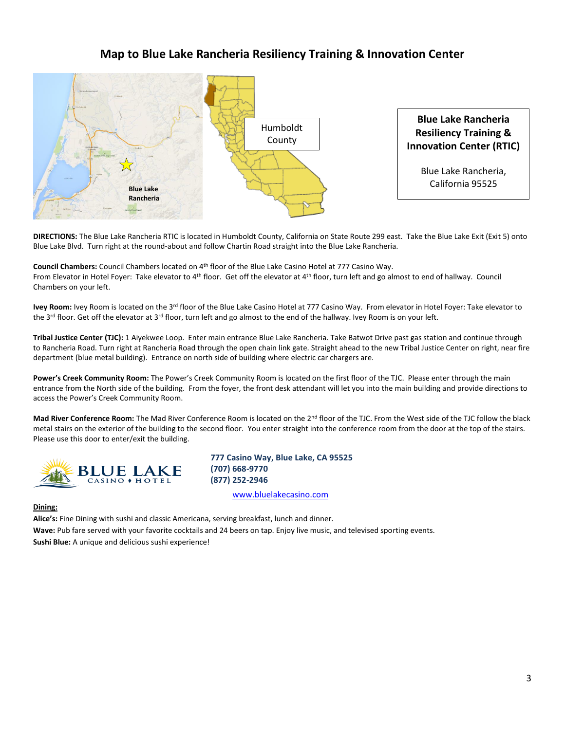# Map to Blue Lake Rancheria Resiliency Training & Innovation Center

Blue Lake Rancheria

Humboldt County

**Blue Lake Rancheria Resiliency Training & Innovation Center (RTIC)**

Blue Lake Rancheria, California 95525

**DIRECTIONS:** The Blue Lake Rancheria RTIC is located in Humboldt County, California on State Route 299 east. Take the Blue Lake Exit (Exit 5) onto Blue Lake Blvd. Turn right at the round-about and follow Chartin Road straight into the Blue Lake Rancheria.

**Council Chambers:** Council Chambers located on 4th floor of the Blue Lake Casino Hotel at 777 Casino Way.
From Elevator in Hotel Foyer: Take elevator to 4th floor. Get off the elevator at 4th floor, turn left and go almost to end of hallway. Council Chambers on your left.

**Ivey Room:** Ivey Room is located on the 3rd floor of the Blue Lake Casino Hotel at 777 Casino Way. From elevator in Hotel Foyer: Take elevator to the 3rd floor. Get off the elevator at 3rd floor, turn left and go almost to the end of the hallway. Ivey Room is on your left.

**Tribal Justice Center (TJC):** 1 Aiyekwee Loop. Enter main entrance Blue Lake Rancheria. Take Batwot Drive past gas station and continue through to Rancheria Road. Turn right at Rancheria Road through the open chain link gate. Straight ahead to the new Tribal Justice Center on right, near fire department (blue metal building). Entrance on north side of building where electric car chargers are.

**Power's Creek Community Room:** The Power's Creek Community Room is located on the first floor of the TJC. Please enter through the main entrance from the North side of the building. From the foyer, the front desk attendant will let you into the main building and provide directions to access the Power's Creek Community Room.

**Mad River Conference Room:** The Mad River Conference Room is located on the 2nd floor of the TJC. From the West side of the TJC follow the black metal stairs on the exterior of the building to the second floor. You enter straight into the conference room from the door at the top of the stairs. Please use this door to enter/exit the building.

BLUE LAKE CASINO ♦ HOTEL

**777 Casino Way, Blue Lake, CA 95525**
**(707) 668-9770**
**(877) 252-2946**

www.bluelakecasino.com

**Dining:**

**Alice's:** Fine Dining with sushi and classic Americana, serving breakfast, lunch and dinner.
**Wave:** Pub fare served with your favorite cocktails and 24 beers on tap. Enjoy live music, and televised sporting events.
**Sushi Blue:** A unique and delicious sushi experience!